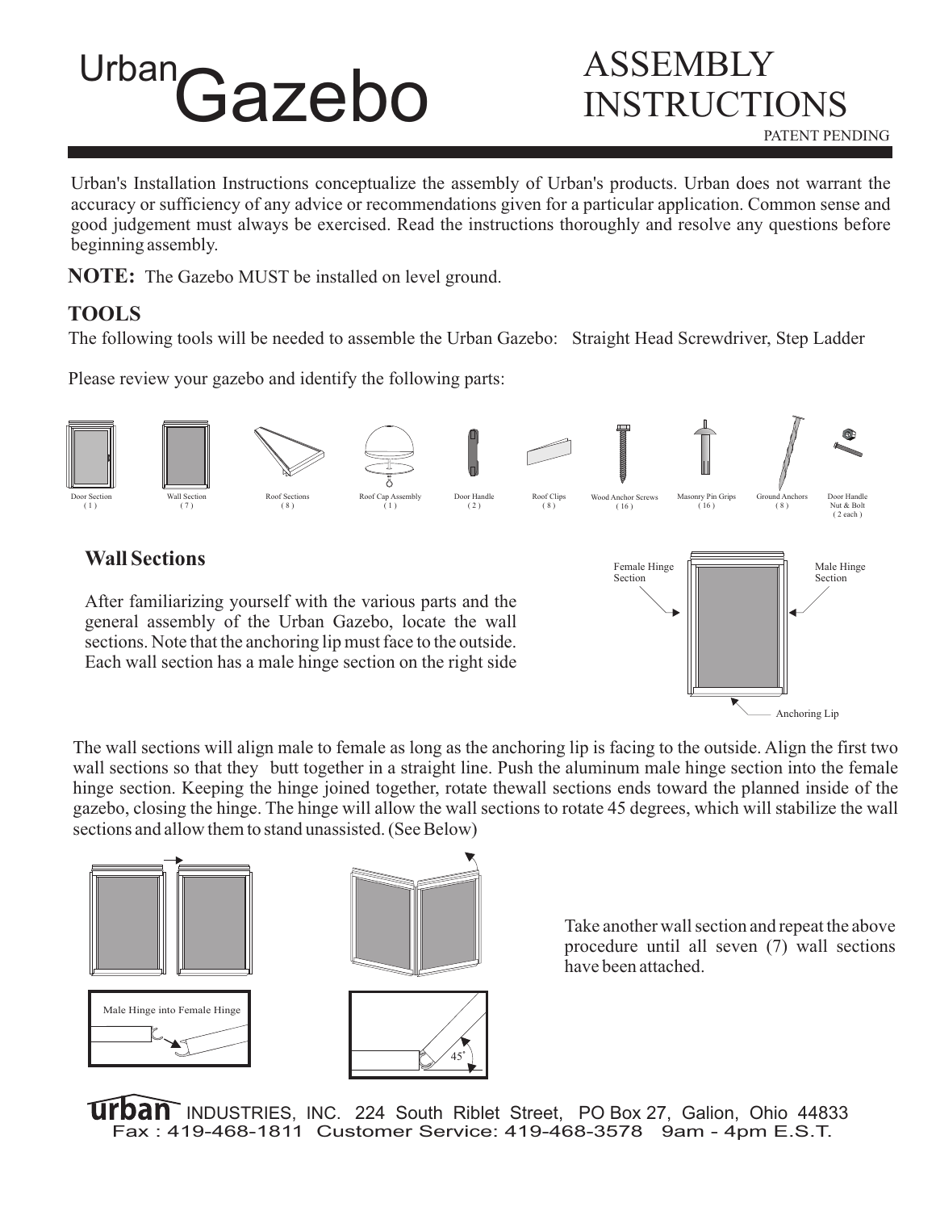# Urban Gazebo

## ASSEMBLY INSTRUCTIONS

PATENT PENDING

Urban's Installation Instructions conceptualize the assembly of Urban's products. Urban does not warrant the accuracy or sufficiency of any advice or recommendations given for a particular application. Common sense and good judgement must always be exercised. Read the instructions thoroughly and resolve any questions before beginning assembly.

**NOTE:** The Gazebo MUST be installed on level ground.

### TOOLS

The following tools will be needed to assemble the Urban Gazebo: Straight Head Screwdriver, Step Ladder

Please review your gazebo and identify the following parts:

| Door Section | Wall Section | Roof Sections | Roof Cap Assembly | Door Handle | Roof Clips | Wood Anchor Screws | Masonry Pin Grips | Ground Anchors | Door Handle Nut & Bolt |
|---|---|---|---|---|---|---|---|---|---|
| ( 1 ) | ( 7 ) | ( 8 ) | ( 1 ) | ( 2 ) | ( 8 ) | ( 16 ) | ( 16 ) | ( 8 ) | ( 2 each ) |

### Wall Sections

After familiarizing yourself with the various parts and the general assembly of the Urban Gazebo, locate the wall sections. Note that the anchoring lip must face to the outside. Each wall section has a male hinge section on the right side

Female Hinge Section | Male Hinge Section | Anchoring Lip

The wall sections will align male to female as long as the anchoring lip is facing to the outside. Align the first two wall sections so that they butt together in a straight line. Push the aluminum male hinge section into the female hinge section. Keeping the hinge joined together, rotate thewall sections ends toward the planned inside of the gazebo, closing the hinge. The hinge will allow the wall sections to rotate 45 degrees, which will stabilize the wall sections and allow them to stand unassisted. (See Below)

Male Hinge into Female Hinge

45°

Take another wall section and repeat the above procedure until all seven (7) wall sections have been attached.

urban INDUSTRIES, INC. 224 South Riblet Street, PO Box 27, Galion, Ohio 44833
Fax : 419-468-1811 Customer Service: 419-468-3578 9am - 4pm E.S.T.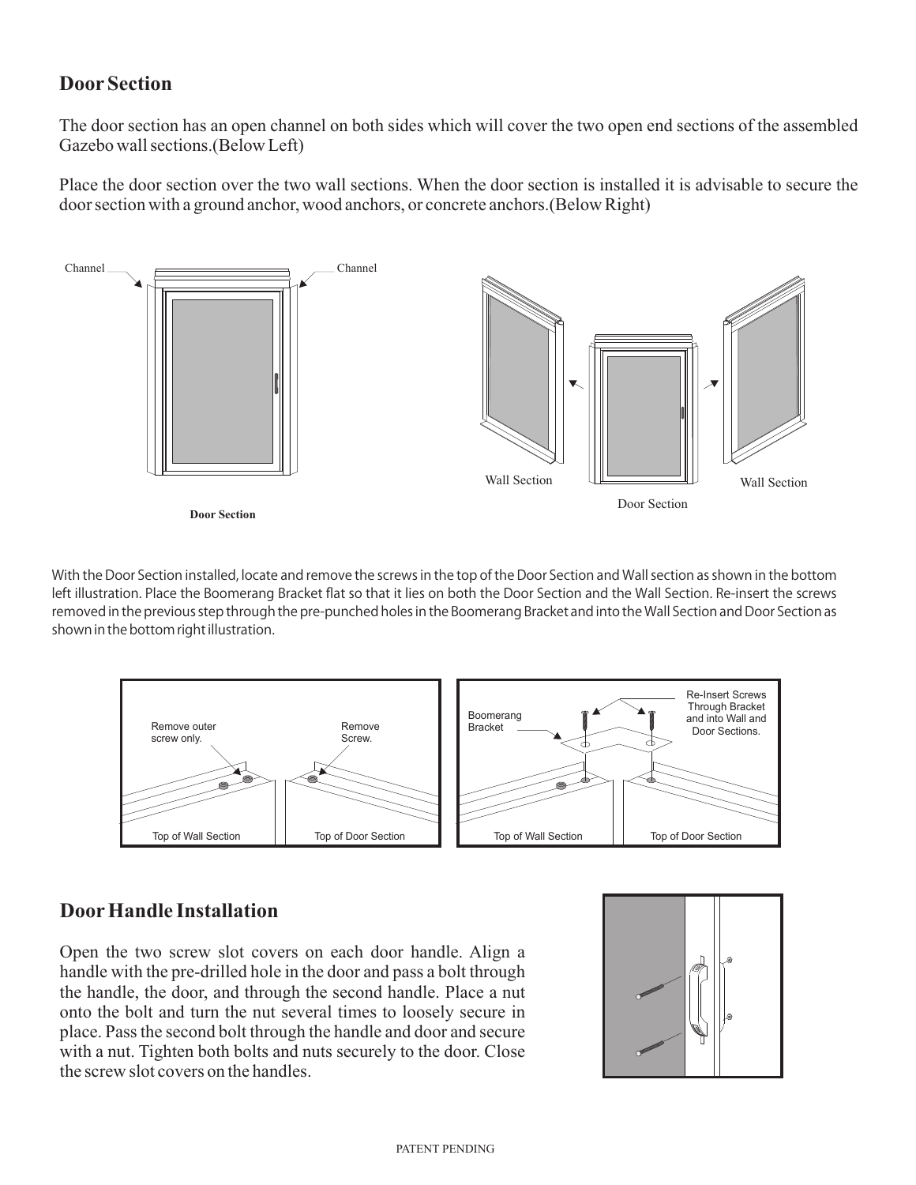## Door Section

The door section has an open channel on both sides which will cover the two open end sections of the assembled Gazebo wall sections.(Below Left)

Place the door section over the two wall sections. When the door section is installed it is advisable to secure the door section with a ground anchor, wood anchors, or concrete anchors.(Below Right)

Channel Channel

Door Section

Wall Section Wall Section

Door Section

With the Door Section installed, locate and remove the screws in the top of the Door Section and Wall section as shown in the bottom left illustration. Place the Boomerang Bracket flat so that it lies on both the Door Section and the Wall Section. Re-insert the screws removed in the previous step through the pre-punched holes in the Boomerang Bracket and into the Wall Section and Door Section as shown in the bottom right illustration.

Remove outer screw only. Remove Screw.

Top of Wall Section Top of Door Section

Boomerang Bracket

Re-Insert Screws Through Bracket and into Wall and Door Sections.

Top of Wall Section Top of Door Section

## Door Handle Installation

Open the two screw slot covers on each door handle. Align a handle with the pre-drilled hole in the door and pass a bolt through the handle, the door, and through the second handle. Place a nut onto the bolt and turn the nut several times to loosely secure in place. Pass the second bolt through the handle and door and secure with a nut. Tighten both bolts and nuts securely to the door. Close the screw slot covers on the handles.

PATENT PENDING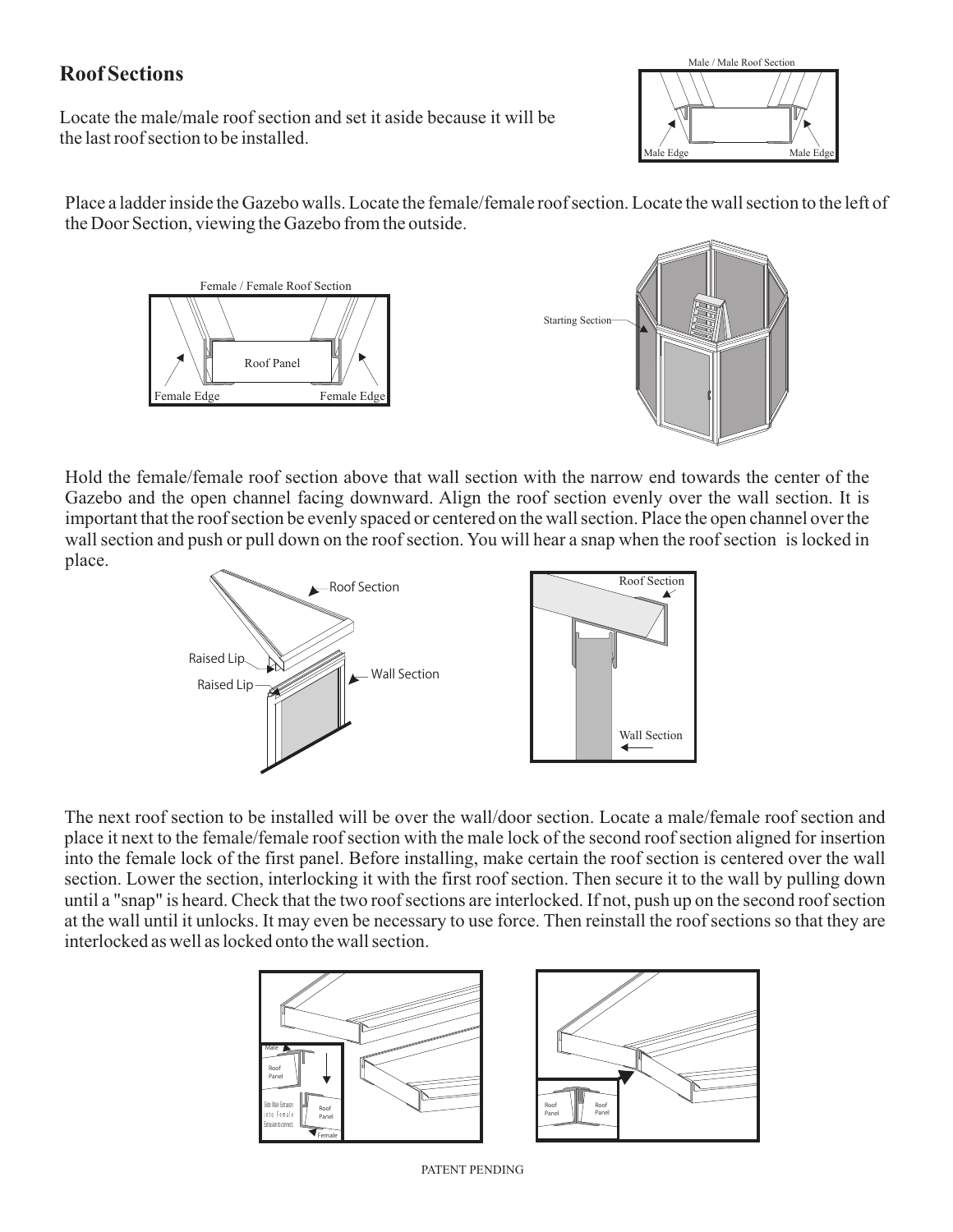## Roof Sections

Locate the male/male roof section and set it aside because it will be the last roof section to be installed.

Place a ladder inside the Gazebo walls. Locate the female/female roof section. Locate the wall section to the left of the Door Section, viewing the Gazebo from the outside.

Hold the female/female roof section above that wall section with the narrow end towards the center of the Gazebo and the open channel facing downward. Align the roof section evenly over the wall section. It is important that the roof section be evenly spaced or centered on the wall section. Place the open channel over the wall section and push or pull down on the roof section. You will hear a snap when the roof section is locked in place.

The next roof section to be installed will be over the wall/door section. Locate a male/female roof section and place it next to the female/female roof section with the male lock of the second roof section aligned for insertion into the female lock of the first panel. Before installing, make certain the roof section is centered over the wall section. Lower the section, interlocking it with the first roof section. Then secure it to the wall by pulling down until a "snap" is heard. Check that the two roof sections are interlocked. If not, push up on the second roof section at the wall until it unlocks. It may even be necessary to use force. Then reinstall the roof sections so that they are interlocked as well as locked onto the wall section.

PATENT PENDING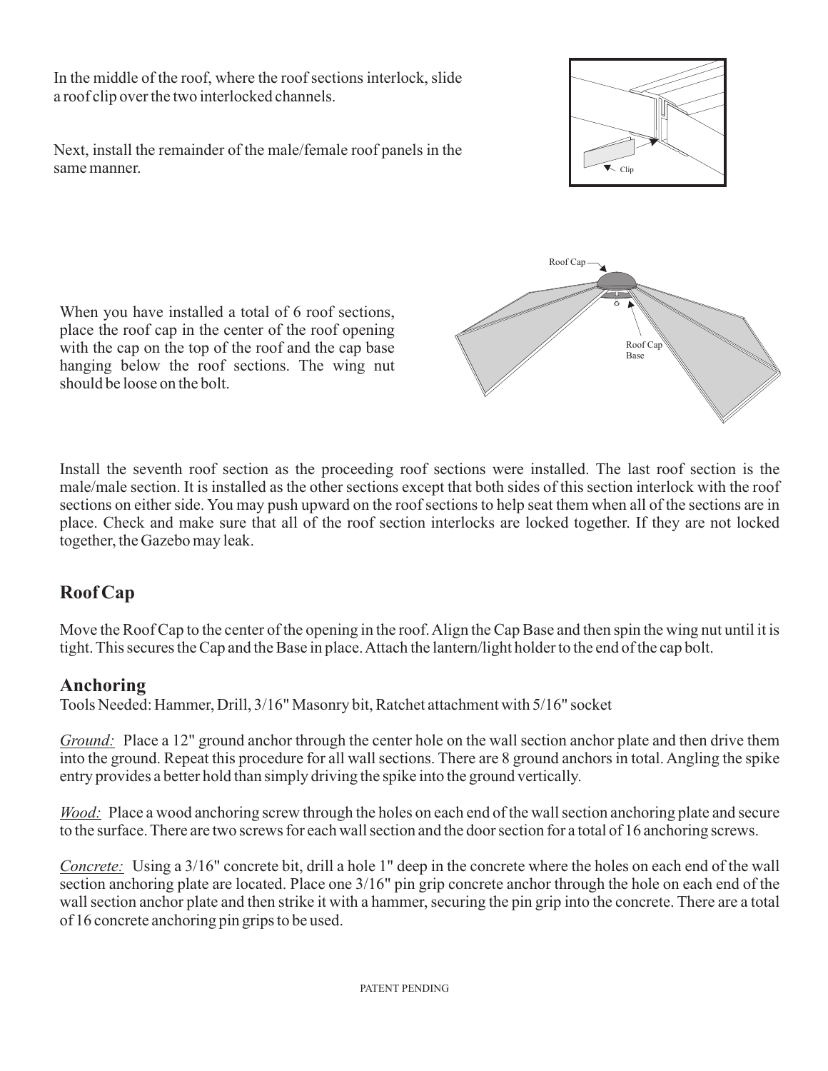In the middle of the roof, where the roof sections interlock, slide a roof clip over the two interlocked channels.

Next, install the remainder of the male/female roof panels in the same manner.

When you have installed a total of 6 roof sections, place the roof cap in the center of the roof opening with the cap on the top of the roof and the cap base hanging below the roof sections. The wing nut should be loose on the bolt.

Install the seventh roof section as the proceeding roof sections were installed. The last roof section is the male/male section. It is installed as the other sections except that both sides of this section interlock with the roof sections on either side. You may push upward on the roof sections to help seat them when all of the sections are in place. Check and make sure that all of the roof section interlocks are locked together. If they are not locked together, the Gazebo may leak.

## Roof Cap

Move the Roof Cap to the center of the opening in the roof. Align the Cap Base and then spin the wing nut until it is tight. This secures the Cap and the Base in place. Attach the lantern/light holder to the end of the cap bolt.

## Anchoring

Tools Needed: Hammer, Drill, 3/16" Masonry bit, Ratchet attachment with 5/16" socket

_Ground:_ Place a 12" ground anchor through the center hole on the wall section anchor plate and then drive them into the ground. Repeat this procedure for all wall sections. There are 8 ground anchors in total. Angling the spike entry provides a better hold than simply driving the spike into the ground vertically.

_Wood:_ Place a wood anchoring screw through the holes on each end of the wall section anchoring plate and secure to the surface. There are two screws for each wall section and the door section for a total of 16 anchoring screws.

_Concrete:_ Using a 3/16" concrete bit, drill a hole 1" deep in the concrete where the holes on each end of the wall section anchoring plate are located. Place one 3/16" pin grip concrete anchor through the hole on each end of the wall section anchor plate and then strike it with a hammer, securing the pin grip into the concrete. There are a total of 16 concrete anchoring pin grips to be used.

PATENT PENDING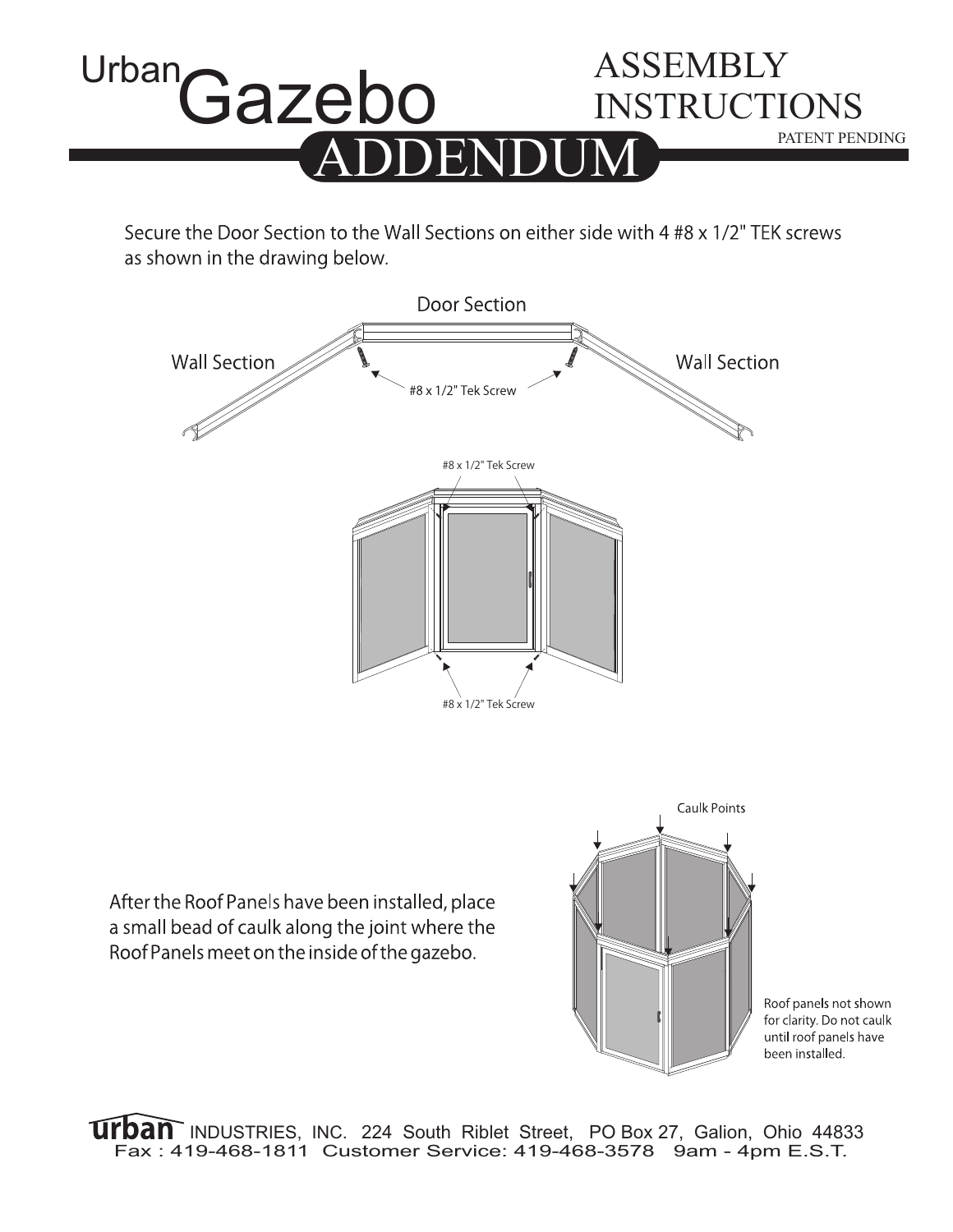# Urban Gazebo

## ASSEMBLY INSTRUCTIONS

PATENT PENDING

## ADDENDUM

Secure the Door Section to the Wall Sections on either side with 4 #8 x 1/2" TEK screws as shown in the drawing below.

Door Section

Wall Section

Wall Section

#8 x 1/2" Tek Screw

#8 x 1/2" Tek Screw

#8 x 1/2" Tek Screw

After the Roof Panels have been installed, place a small bead of caulk along the joint where the Roof Panels meet on the inside of the gazebo.

Caulk Points

Roof panels not shown for clarity. Do not caulk until roof panels have been installed.

urban INDUSTRIES, INC. 224 South Riblet Street, PO Box 27, Galion, Ohio 44833
Fax : 419-468-1811 Customer Service: 419-468-3578 9am - 4pm E.S.T.